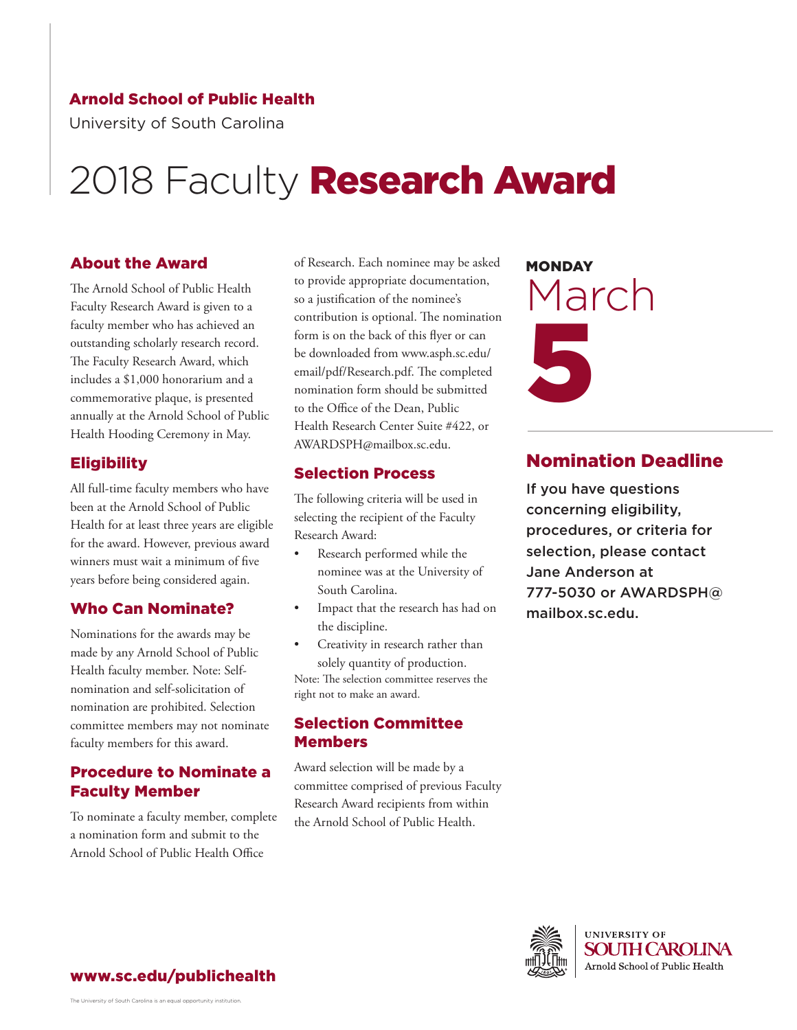**Arnold School of Public Health**

University of South Carolina

# 2018 Faculty **Research Award**

## About the Award

The Arnold School of Public Health Faculty Research Award is given to a faculty member who has achieved an outstanding scholarly research record. The Faculty Research Award, which includes a $1,000 honorarium and a commemorative plaque, is presented annually at the Arnold School of Public Health Hooding Ceremony in May.

## Eligibility

All full-time faculty members who have been at the Arnold School of Public Health for at least three years are eligible for the award. However, previous award winners must wait a minimum of five years before being considered again.

## Who Can Nominate?

Nominations for the awards may be made by any Arnold School of Public Health faculty member. Note: Self-nomination and self-solicitation of nomination are prohibited. Selection committee members may not nominate faculty members for this award.

## Procedure to Nominate a Faculty Member

To nominate a faculty member, complete a nomination form and submit to the Arnold School of Public Health Office of Research. Each nominee may be asked to provide appropriate documentation, so a justification of the nominee's contribution is optional. The nomination form is on the back of this flyer or can be downloaded from www.asph.sc.edu/email/pdf/Research.pdf. The completed nomination form should be submitted to the Office of the Dean, Public Health Research Center Suite #422, or AWARDSPH@mailbox.sc.edu.

## Selection Process

The following criteria will be used in selecting the recipient of the Faculty Research Award:

- Research performed while the nominee was at the University of South Carolina.
- Impact that the research has had on the discipline.
- Creativity in research rather than solely quantity of production.

Note: The selection committee reserves the right not to make an award.

## Selection Committee Members

Award selection will be made by a committee comprised of previous Faculty Research Award recipients from within the Arnold School of Public Health.

**MONDAY**

March

**5**

## Nomination Deadline

If you have questions concerning eligibility, procedures, or criteria for selection, please contact Jane Anderson at 777-5030 or AWARDSPH@mailbox.sc.edu.

**www.sc.edu/publichealth**

UNIVERSITY OF SOUTH CAROLINA
Arnold School of Public Health

The University of South Carolina is an equal opportunity institution.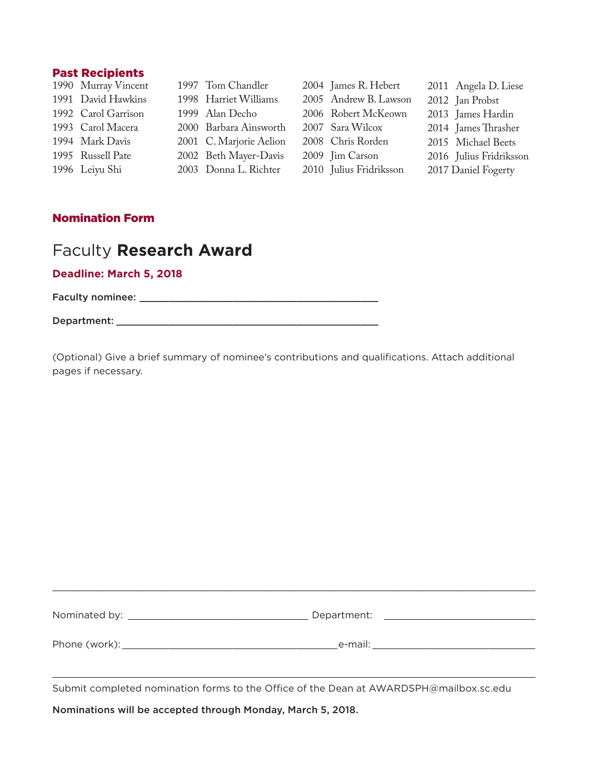## Past Recipients

1990 Murray Vincent
1991 David Hawkins
1992 Carol Garrison
1993 Carol Macera
1994 Mark Davis
1995 Russell Pate
1996 Leiyu Shi
1997 Tom Chandler
1998 Harriet Williams
1999 Alan Decho
2000 Barbara Ainsworth
2001 C. Marjorie Aelion
2002 Beth Mayer-Davis
2003 Donna L. Richter
2004 James R. Hebert
2005 Andrew B. Lawson
2006 Robert McKeown
2007 Sara Wilcox
2008 Chris Rorden
2009 Jim Carson
2010 Julius Fridriksson
2011 Angela D. Liese
2012 Jan Probst
2013 James Hardin
2014 James Thrasher
2015 Michael Beets
2016 Julius Fridriksson
2017 Daniel Fogerty

## Nomination Form

# Faculty **Research Award**

**Deadline: March 5, 2018**

Faculty nominee: ___________________________________________

Department: _______________________________________________

(Optional) Give a brief summary of nominee's contributions and qualifications. Attach additional pages if necessary.

_____________________________________________________________________________________

Nominated by: _________________________________ Department: ____________________________

Phone (work): _______________________________________ e-mail: ______________________________

_____________________________________________________________________________________

Submit completed nomination forms to the Office of the Dean at AWARDSPH@mailbox.sc.edu

**Nominations will be accepted through Monday, March 5, 2018.**